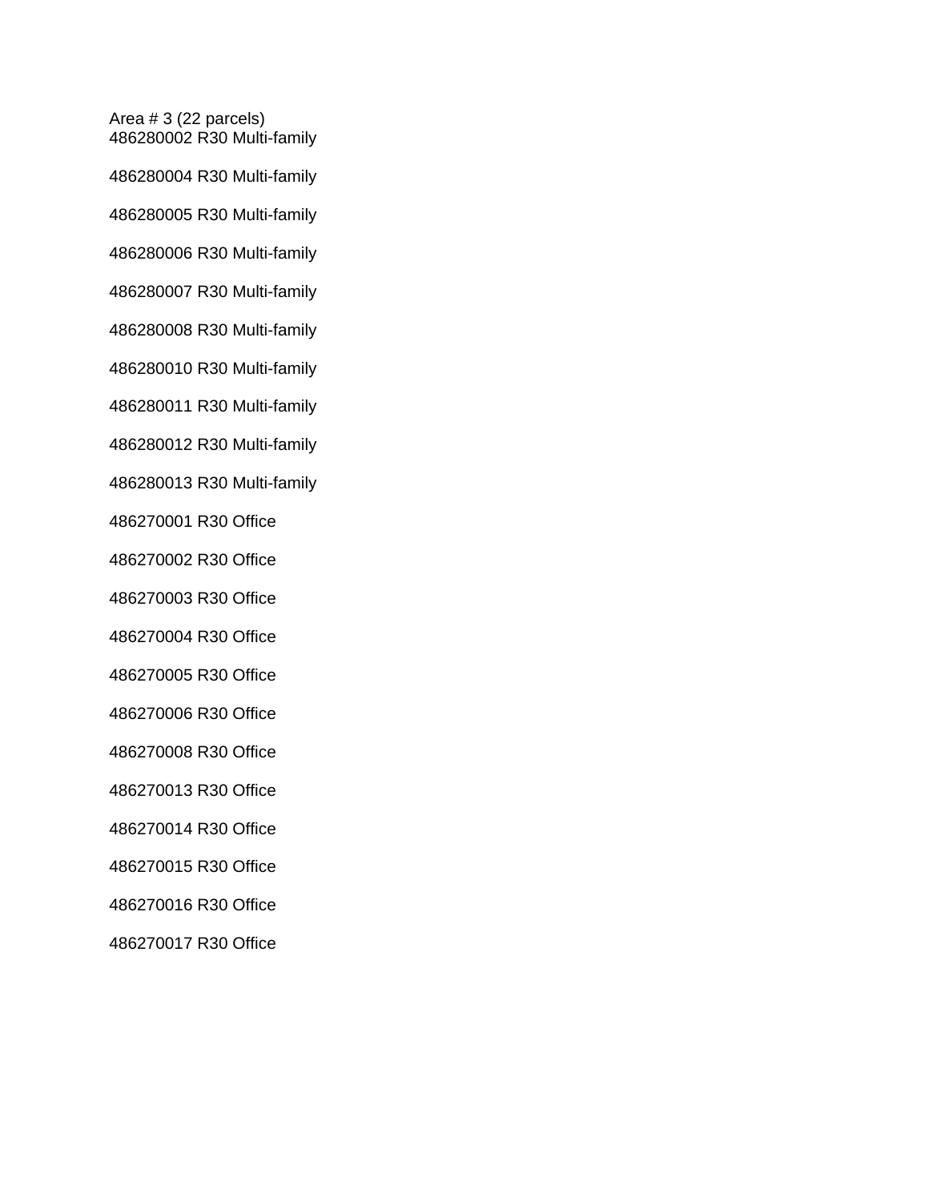Area # 3 (22 parcels)
486280002 R30 Multi-family

486280004 R30 Multi-family

486280005 R30 Multi-family

486280006 R30 Multi-family

486280007 R30 Multi-family

486280008 R30 Multi-family

486280010 R30 Multi-family

486280011 R30 Multi-family

486280012 R30 Multi-family

486280013 R30 Multi-family

486270001 R30 Office

486270002 R30 Office

486270003 R30 Office

486270004 R30 Office

486270005 R30 Office

486270006 R30 Office

486270008 R30 Office

486270013 R30 Office

486270014 R30 Office

486270015 R30 Office

486270016 R30 Office

486270017 R30 Office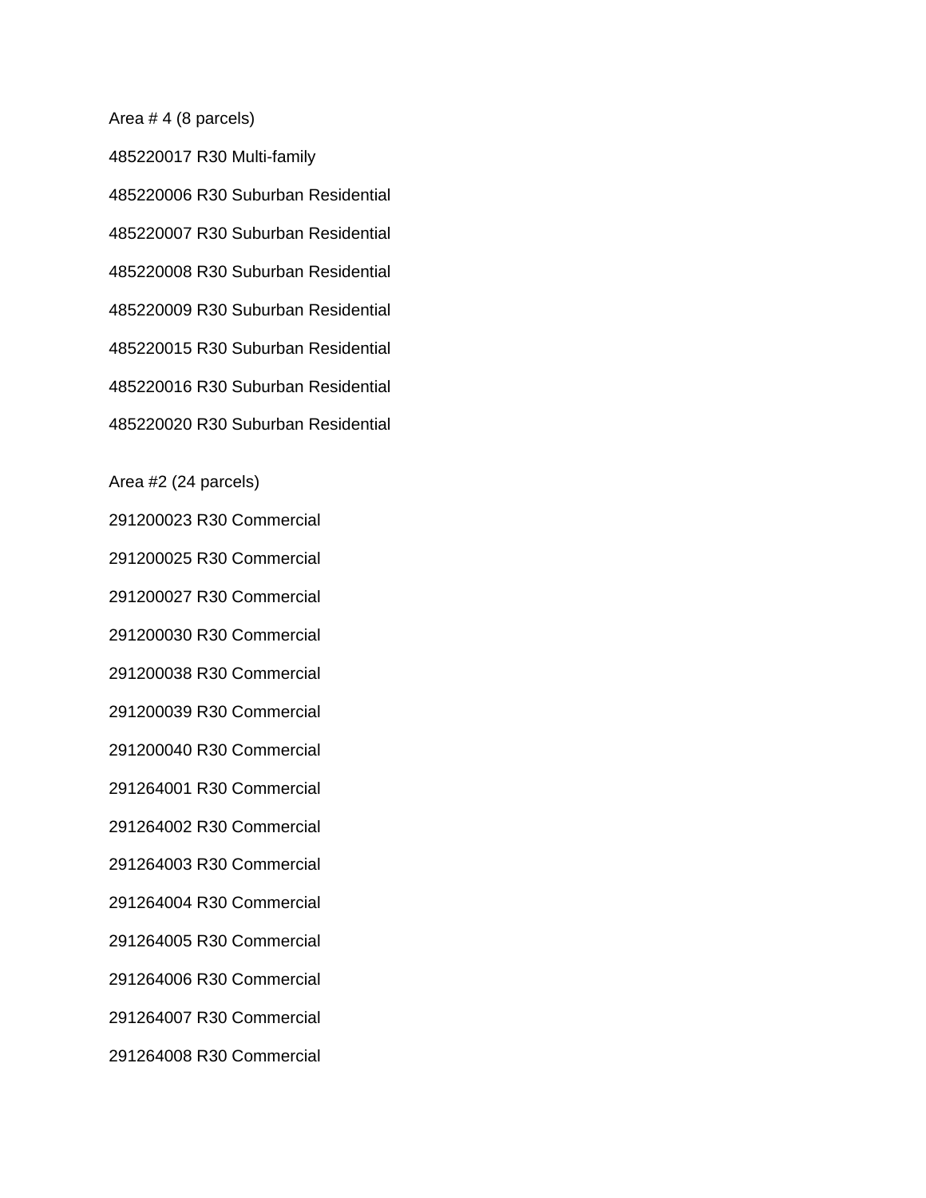Area # 4 (8 parcels)

485220017 R30 Multi-family

485220006 R30 Suburban Residential

485220007 R30 Suburban Residential

485220008 R30 Suburban Residential

485220009 R30 Suburban Residential

485220015 R30 Suburban Residential

485220016 R30 Suburban Residential

485220020 R30 Suburban Residential

Area #2 (24 parcels)

291200023 R30 Commercial

291200025 R30 Commercial

291200027 R30 Commercial

291200030 R30 Commercial

291200038 R30 Commercial

291200039 R30 Commercial

291200040 R30 Commercial

291264001 R30 Commercial

291264002 R30 Commercial

291264003 R30 Commercial

291264004 R30 Commercial

291264005 R30 Commercial

291264006 R30 Commercial

291264007 R30 Commercial

291264008 R30 Commercial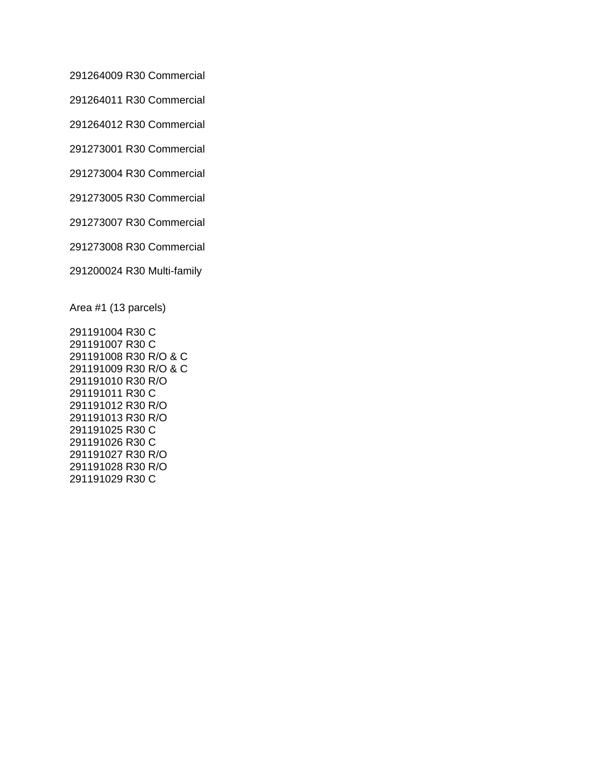291264009 R30 Commercial

291264011 R30 Commercial

291264012 R30 Commercial

291273001 R30 Commercial

291273004 R30 Commercial

291273005 R30 Commercial

291273007 R30 Commercial

291273008 R30 Commercial

291200024 R30 Multi-family

Area #1 (13 parcels)

291191004 R30 C
291191007 R30 C
291191008 R30 R/O & C
291191009 R30 R/O & C
291191010 R30 R/O
291191011 R30 C
291191012 R30 R/O
291191013 R30 R/O
291191025 R30 C
291191026 R30 C
291191027 R30 R/O
291191028 R30 R/O
291191029 R30 C